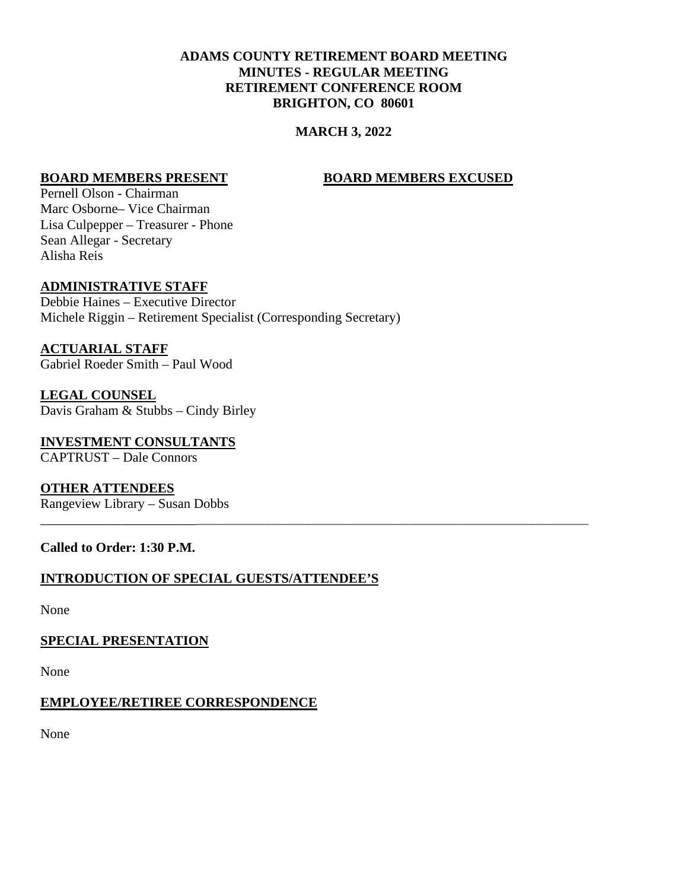**ADAMS COUNTY RETIREMENT BOARD MEETING**
**MINUTES - REGULAR MEETING**
**RETIREMENT CONFERENCE ROOM**
**BRIGHTON, CO 80601**

**MARCH 3, 2022**

**BOARD MEMBERS PRESENT**

Pernell Olson - Chairman
Marc Osborne– Vice Chairman
Lisa Culpepper – Treasurer - Phone
Sean Allegar - Secretary
Alisha Reis

**BOARD MEMBERS EXCUSED**

**ADMINISTRATIVE STAFF**

Debbie Haines – Executive Director
Michele Riggin – Retirement Specialist (Corresponding Secretary)

**ACTUARIAL STAFF**

Gabriel Roeder Smith – Paul Wood

**LEGAL COUNSEL**

Davis Graham & Stubbs – Cindy Birley

**INVESTMENT CONSULTANTS**

CAPTRUST – Dale Connors

**OTHER ATTENDEES**

Rangeview Library – Susan Dobbs

---

**Called to Order: 1:30 P.M.**

**INTRODUCTION OF SPECIAL GUESTS/ATTENDEE'S**

None

**SPECIAL PRESENTATION**

None

**EMPLOYEE/RETIREE CORRESPONDENCE**

None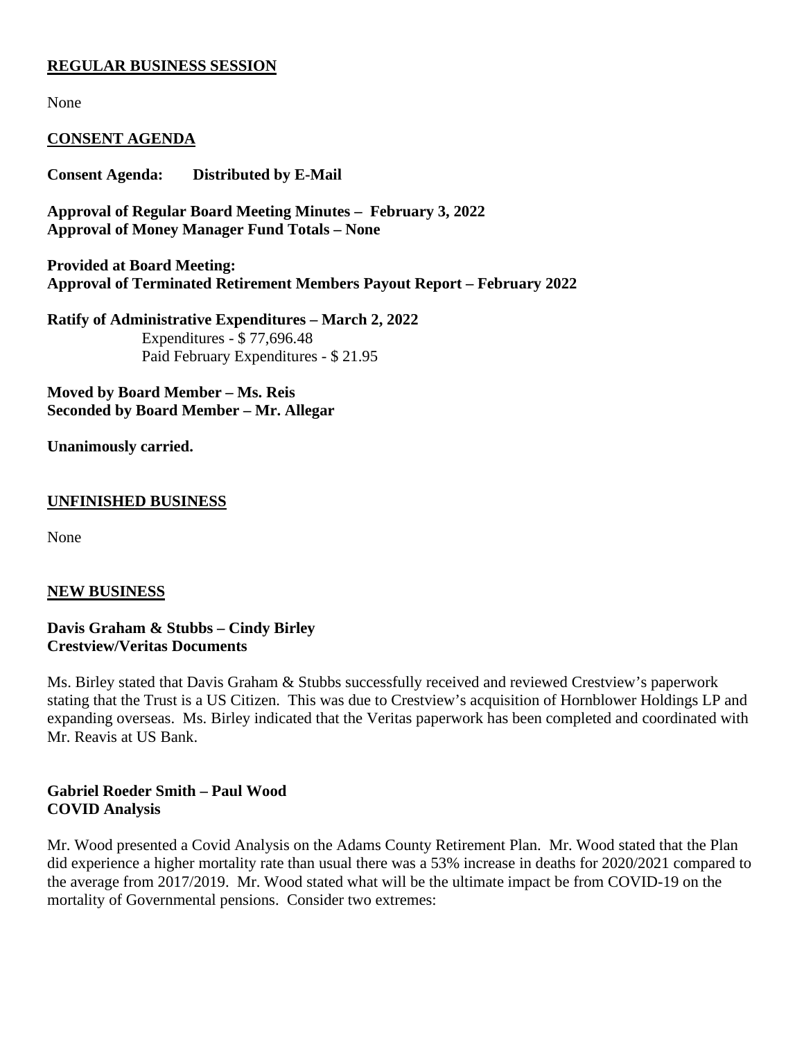**REGULAR BUSINESS SESSION**

None

**CONSENT AGENDA**

**Consent Agenda: Distributed by E-Mail**

**Approval of Regular Board Meeting Minutes – February 3, 2022**
**Approval of Money Manager Fund Totals – None**

**Provided at Board Meeting:**
**Approval of Terminated Retirement Members Payout Report – February 2022**

**Ratify of Administrative Expenditures – March 2, 2022**
Expenditures - $ 77,696.48
Paid February Expenditures - $ 21.95

**Moved by Board Member – Ms. Reis**
**Seconded by Board Member – Mr. Allegar**

**Unanimously carried.**

**UNFINISHED BUSINESS**

None

**NEW BUSINESS**

**Davis Graham & Stubbs – Cindy Birley**
**Crestview/Veritas Documents**

Ms. Birley stated that Davis Graham & Stubbs successfully received and reviewed Crestview's paperwork stating that the Trust is a US Citizen. This was due to Crestview's acquisition of Hornblower Holdings LP and expanding overseas. Ms. Birley indicated that the Veritas paperwork has been completed and coordinated with Mr. Reavis at US Bank.

**Gabriel Roeder Smith – Paul Wood**
**COVID Analysis**

Mr. Wood presented a Covid Analysis on the Adams County Retirement Plan. Mr. Wood stated that the Plan did experience a higher mortality rate than usual there was a 53% increase in deaths for 2020/2021 compared to the average from 2017/2019. Mr. Wood stated what will be the ultimate impact be from COVID-19 on the mortality of Governmental pensions. Consider two extremes: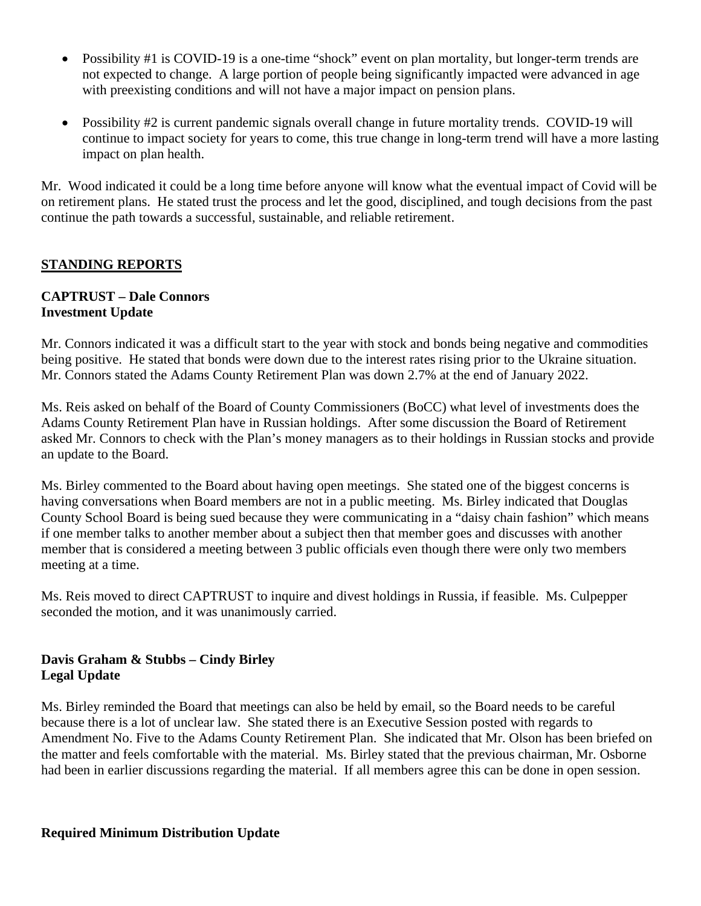- Possibility #1 is COVID-19 is a one-time "shock" event on plan mortality, but longer-term trends are not expected to change. A large portion of people being significantly impacted were advanced in age with preexisting conditions and will not have a major impact on pension plans.

- Possibility #2 is current pandemic signals overall change in future mortality trends. COVID-19 will continue to impact society for years to come, this true change in long-term trend will have a more lasting impact on plan health.

Mr. Wood indicated it could be a long time before anyone will know what the eventual impact of Covid will be on retirement plans. He stated trust the process and let the good, disciplined, and tough decisions from the past continue the path towards a successful, sustainable, and reliable retirement.

## STANDING REPORTS

**CAPTRUST – Dale Connors**
**Investment Update**

Mr. Connors indicated it was a difficult start to the year with stock and bonds being negative and commodities being positive. He stated that bonds were down due to the interest rates rising prior to the Ukraine situation. Mr. Connors stated the Adams County Retirement Plan was down 2.7% at the end of January 2022.

Ms. Reis asked on behalf of the Board of County Commissioners (BoCC) what level of investments does the Adams County Retirement Plan have in Russian holdings. After some discussion the Board of Retirement asked Mr. Connors to check with the Plan's money managers as to their holdings in Russian stocks and provide an update to the Board.

Ms. Birley commented to the Board about having open meetings. She stated one of the biggest concerns is having conversations when Board members are not in a public meeting. Ms. Birley indicated that Douglas County School Board is being sued because they were communicating in a "daisy chain fashion" which means if one member talks to another member about a subject then that member goes and discusses with another member that is considered a meeting between 3 public officials even though there were only two members meeting at a time.

Ms. Reis moved to direct CAPTRUST to inquire and divest holdings in Russia, if feasible. Ms. Culpepper seconded the motion, and it was unanimously carried.

**Davis Graham & Stubbs – Cindy Birley**
**Legal Update**

Ms. Birley reminded the Board that meetings can also be held by email, so the Board needs to be careful because there is a lot of unclear law. She stated there is an Executive Session posted with regards to Amendment No. Five to the Adams County Retirement Plan. She indicated that Mr. Olson has been briefed on the matter and feels comfortable with the material. Ms. Birley stated that the previous chairman, Mr. Osborne had been in earlier discussions regarding the material. If all members agree this can be done in open session.

**Required Minimum Distribution Update**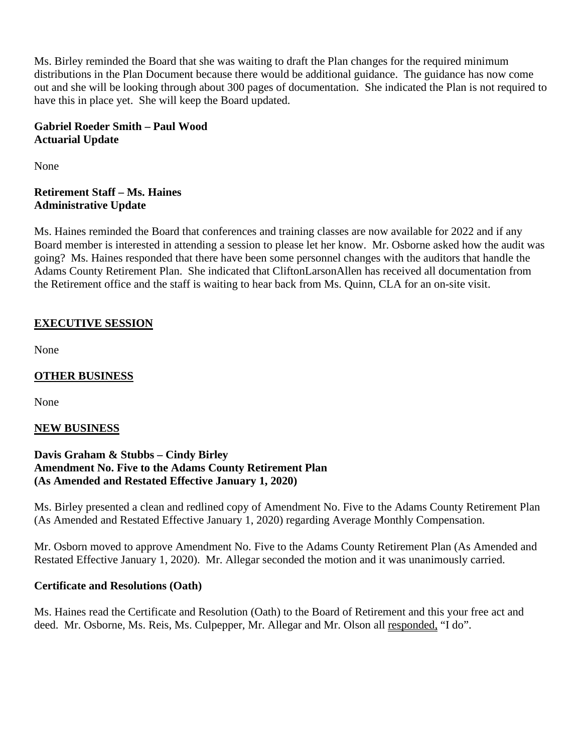Ms. Birley reminded the Board that she was waiting to draft the Plan changes for the required minimum distributions in the Plan Document because there would be additional guidance. The guidance has now come out and she will be looking through about 300 pages of documentation. She indicated the Plan is not required to have this in place yet. She will keep the Board updated.

**Gabriel Roeder Smith – Paul Wood**
**Actuarial Update**

None

**Retirement Staff – Ms. Haines**
**Administrative Update**

Ms. Haines reminded the Board that conferences and training classes are now available for 2022 and if any Board member is interested in attending a session to please let her know. Mr. Osborne asked how the audit was going? Ms. Haines responded that there have been some personnel changes with the auditors that handle the Adams County Retirement Plan. She indicated that CliftonLarsonAllen has received all documentation from the Retirement office and the staff is waiting to hear back from Ms. Quinn, CLA for an on-site visit.

## EXECUTIVE SESSION

None

## OTHER BUSINESS

None

## NEW BUSINESS

**Davis Graham & Stubbs – Cindy Birley**
**Amendment No. Five to the Adams County Retirement Plan**
**(As Amended and Restated Effective January 1, 2020)**

Ms. Birley presented a clean and redlined copy of Amendment No. Five to the Adams County Retirement Plan (As Amended and Restated Effective January 1, 2020) regarding Average Monthly Compensation.

Mr. Osborn moved to approve Amendment No. Five to the Adams County Retirement Plan (As Amended and Restated Effective January 1, 2020). Mr. Allegar seconded the motion and it was unanimously carried.

**Certificate and Resolutions (Oath)**

Ms. Haines read the Certificate and Resolution (Oath) to the Board of Retirement and this your free act and deed. Mr. Osborne, Ms. Reis, Ms. Culpepper, Mr. Allegar and Mr. Olson all responded, "I do".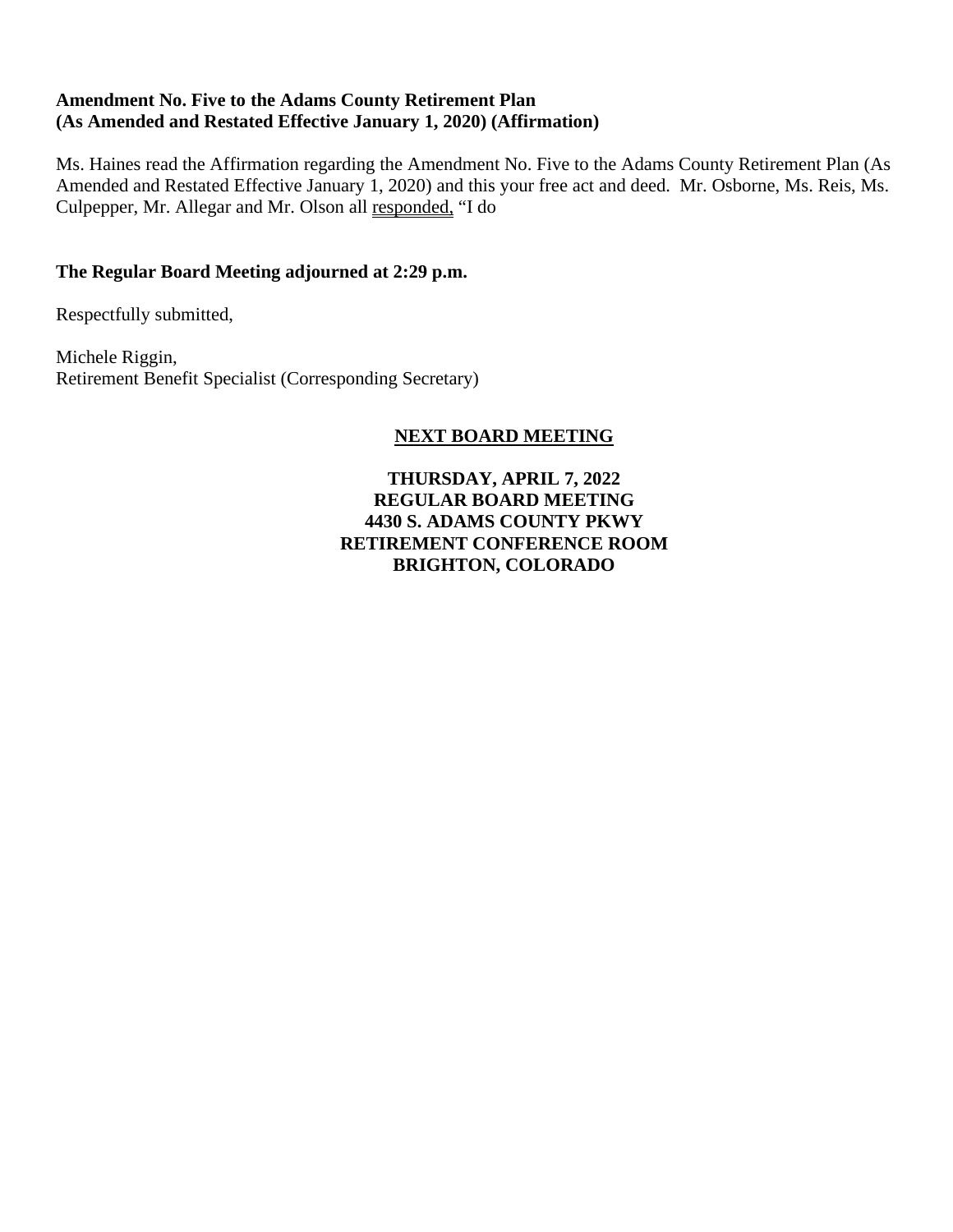**Amendment No. Five to the Adams County Retirement Plan (As Amended and Restated Effective January 1, 2020) (Affirmation)**

Ms. Haines read the Affirmation regarding the Amendment No. Five to the Adams County Retirement Plan (As Amended and Restated Effective January 1, 2020) and this your free act and deed. Mr. Osborne, Ms. Reis, Ms. Culpepper, Mr. Allegar and Mr. Olson all responded, "I do

**The Regular Board Meeting adjourned at 2:29 p.m.**

Respectfully submitted,

Michele Riggin,
Retirement Benefit Specialist (Corresponding Secretary)

**NEXT BOARD MEETING**

**THURSDAY, APRIL 7, 2022**
**REGULAR BOARD MEETING**
**4430 S. ADAMS COUNTY PKWY**
**RETIREMENT CONFERENCE ROOM**
**BRIGHTON, COLORADO**